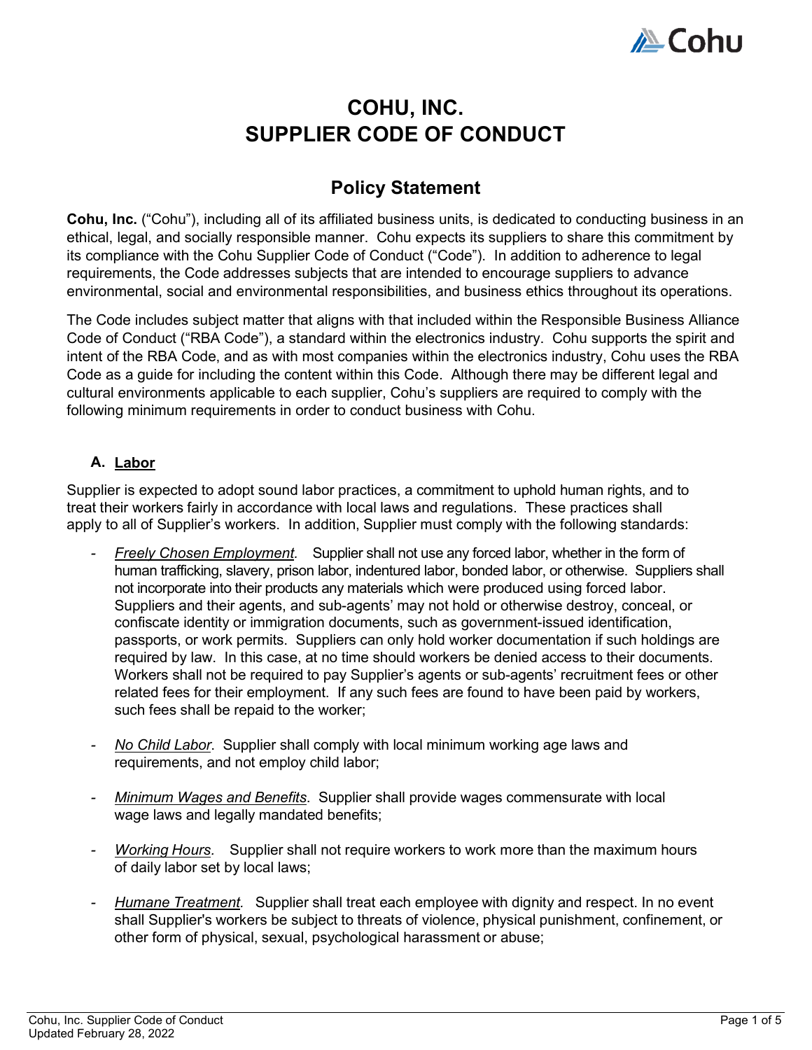# COHU, INC.
# SUPPLIER CODE OF CONDUCT

## Policy Statement

**Cohu, Inc.** ("Cohu"), including all of its affiliated business units, is dedicated to conducting business in an ethical, legal, and socially responsible manner. Cohu expects its suppliers to share this commitment by its compliance with the Cohu Supplier Code of Conduct ("Code"). In addition to adherence to legal requirements, the Code addresses subjects that are intended to encourage suppliers to advance environmental, social and environmental responsibilities, and business ethics throughout its operations.

The Code includes subject matter that aligns with that included within the Responsible Business Alliance Code of Conduct ("RBA Code"), a standard within the electronics industry. Cohu supports the spirit and intent of the RBA Code, and as with most companies within the electronics industry, Cohu uses the RBA Code as a guide for including the content within this Code. Although there may be different legal and cultural environments applicable to each supplier, Cohu's suppliers are required to comply with the following minimum requirements in order to conduct business with Cohu.

### A. Labor

Supplier is expected to adopt sound labor practices, a commitment to uphold human rights, and to treat their workers fairly in accordance with local laws and regulations. These practices shall apply to all of Supplier's workers. In addition, Supplier must comply with the following standards:

- *Freely Chosen Employment.* Supplier shall not use any forced labor, whether in the form of human trafficking, slavery, prison labor, indentured labor, bonded labor, or otherwise. Suppliers shall not incorporate into their products any materials which were produced using forced labor. Suppliers and their agents, and sub-agents' may not hold or otherwise destroy, conceal, or confiscate identity or immigration documents, such as government-issued identification, passports, or work permits. Suppliers can only hold worker documentation if such holdings are required by law. In this case, at no time should workers be denied access to their documents. Workers shall not be required to pay Supplier's agents or sub-agents' recruitment fees or other related fees for their employment. If any such fees are found to have been paid by workers, such fees shall be repaid to the worker;

- *No Child Labor.* Supplier shall comply with local minimum working age laws and requirements, and not employ child labor;

- *Minimum Wages and Benefits.* Supplier shall provide wages commensurate with local wage laws and legally mandated benefits;

- *Working Hours.* Supplier shall not require workers to work more than the maximum hours of daily labor set by local laws;

- *Humane Treatment.* Supplier shall treat each employee with dignity and respect. In no event shall Supplier's workers be subject to threats of violence, physical punishment, confinement, or other form of physical, sexual, psychological harassment or abuse;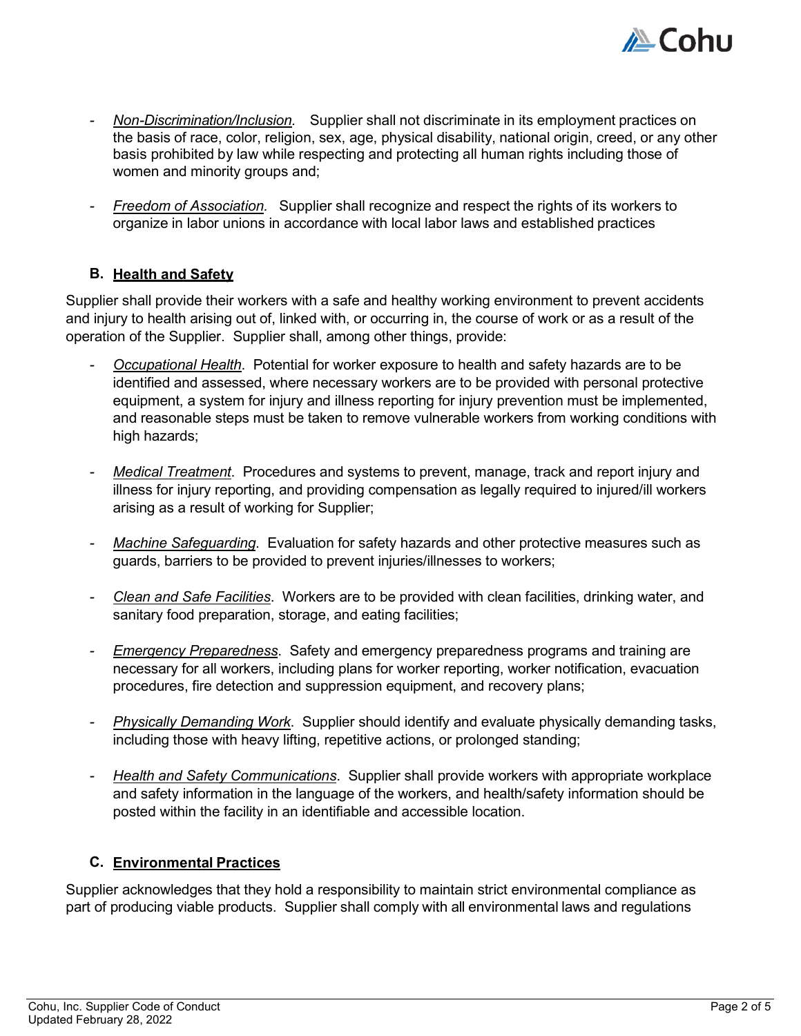- *Non-Discrimination/Inclusion.* Supplier shall not discriminate in its employment practices on the basis of race, color, religion, sex, age, physical disability, national origin, creed, or any other basis prohibited by law while respecting and protecting all human rights including those of women and minority groups and;

- *Freedom of Association.* Supplier shall recognize and respect the rights of its workers to organize in labor unions in accordance with local labor laws and established practices

### B. Health and Safety

Supplier shall provide their workers with a safe and healthy working environment to prevent accidents and injury to health arising out of, linked with, or occurring in, the course of work or as a result of the operation of the Supplier. Supplier shall, among other things, provide:

- *Occupational Health*. Potential for worker exposure to health and safety hazards are to be identified and assessed, where necessary workers are to be provided with personal protective equipment, a system for injury and illness reporting for injury prevention must be implemented, and reasonable steps must be taken to remove vulnerable workers from working conditions with high hazards;

- *Medical Treatment*. Procedures and systems to prevent, manage, track and report injury and illness for injury reporting, and providing compensation as legally required to injured/ill workers arising as a result of working for Supplier;

- *Machine Safeguarding*. Evaluation for safety hazards and other protective measures such as guards, barriers to be provided to prevent injuries/illnesses to workers;

- *Clean and Safe Facilities*. Workers are to be provided with clean facilities, drinking water, and sanitary food preparation, storage, and eating facilities;

- *Emergency Preparedness*. Safety and emergency preparedness programs and training are necessary for all workers, including plans for worker reporting, worker notification, evacuation procedures, fire detection and suppression equipment, and recovery plans;

- *Physically Demanding Work*. Supplier should identify and evaluate physically demanding tasks, including those with heavy lifting, repetitive actions, or prolonged standing;

- *Health and Safety Communications*. Supplier shall provide workers with appropriate workplace and safety information in the language of the workers, and health/safety information should be posted within the facility in an identifiable and accessible location.

### C. Environmental Practices

Supplier acknowledges that they hold a responsibility to maintain strict environmental compliance as part of producing viable products. Supplier shall comply with all environmental laws and regulations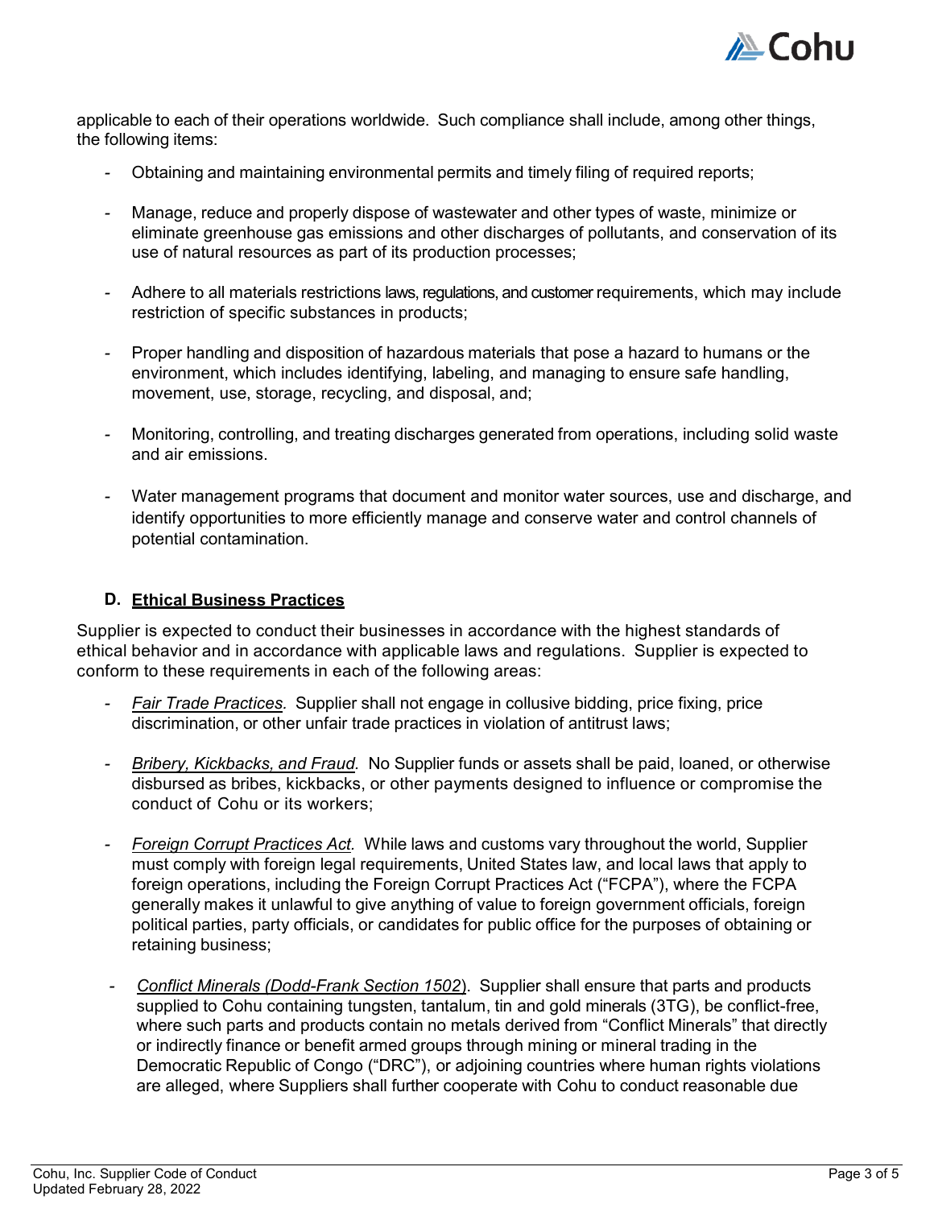applicable to each of their operations worldwide. Such compliance shall include, among other things, the following items:

- Obtaining and maintaining environmental permits and timely filing of required reports;
- Manage, reduce and properly dispose of wastewater and other types of waste, minimize or eliminate greenhouse gas emissions and other discharges of pollutants, and conservation of its use of natural resources as part of its production processes;
- Adhere to all materials restrictions laws, regulations, and customer requirements, which may include restriction of specific substances in products;
- Proper handling and disposition of hazardous materials that pose a hazard to humans or the environment, which includes identifying, labeling, and managing to ensure safe handling, movement, use, storage, recycling, and disposal, and;
- Monitoring, controlling, and treating discharges generated from operations, including solid waste and air emissions.
- Water management programs that document and monitor water sources, use and discharge, and identify opportunities to more efficiently manage and conserve water and control channels of potential contamination.

### D. Ethical Business Practices

Supplier is expected to conduct their businesses in accordance with the highest standards of ethical behavior and in accordance with applicable laws and regulations. Supplier is expected to conform to these requirements in each of the following areas:

- *Fair Trade Practices.* Supplier shall not engage in collusive bidding, price fixing, price discrimination, or other unfair trade practices in violation of antitrust laws;
- *Bribery, Kickbacks, and Fraud.* No Supplier funds or assets shall be paid, loaned, or otherwise disbursed as bribes, kickbacks, or other payments designed to influence or compromise the conduct of Cohu or its workers;
- *Foreign Corrupt Practices Act.* While laws and customs vary throughout the world, Supplier must comply with foreign legal requirements, United States law, and local laws that apply to foreign operations, including the Foreign Corrupt Practices Act ("FCPA"), where the FCPA generally makes it unlawful to give anything of value to foreign government officials, foreign political parties, party officials, or candidates for public office for the purposes of obtaining or retaining business;
- *Conflict Minerals (Dodd-Frank Section 1502).* Supplier shall ensure that parts and products supplied to Cohu containing tungsten, tantalum, tin and gold minerals (3TG), be conflict-free, where such parts and products contain no metals derived from "Conflict Minerals" that directly or indirectly finance or benefit armed groups through mining or mineral trading in the Democratic Republic of Congo ("DRC"), or adjoining countries where human rights violations are alleged, where Suppliers shall further cooperate with Cohu to conduct reasonable due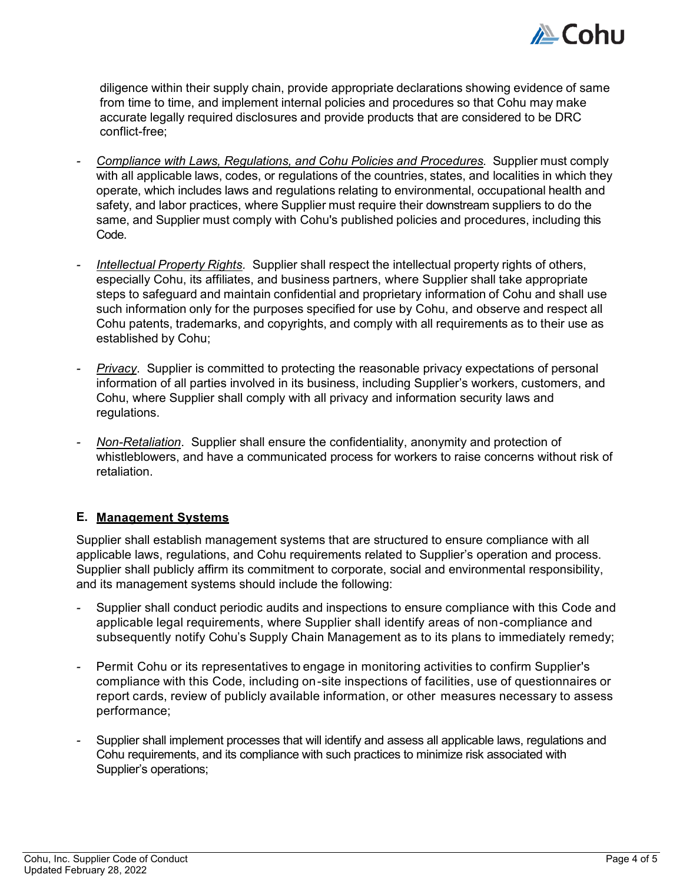diligence within their supply chain, provide appropriate declarations showing evidence of same from time to time, and implement internal policies and procedures so that Cohu may make accurate legally required disclosures and provide products that are considered to be DRC conflict-free;

- *Compliance with Laws, Regulations, and Cohu Policies and Procedures.* Supplier must comply with all applicable laws, codes, or regulations of the countries, states, and localities in which they operate, which includes laws and regulations relating to environmental, occupational health and safety, and labor practices, where Supplier must require their downstream suppliers to do the same, and Supplier must comply with Cohu's published policies and procedures, including this Code.

- *Intellectual Property Rights.* Supplier shall respect the intellectual property rights of others, especially Cohu, its affiliates, and business partners, where Supplier shall take appropriate steps to safeguard and maintain confidential and proprietary information of Cohu and shall use such information only for the purposes specified for use by Cohu, and observe and respect all Cohu patents, trademarks, and copyrights, and comply with all requirements as to their use as established by Cohu;

- *Privacy*. Supplier is committed to protecting the reasonable privacy expectations of personal information of all parties involved in its business, including Supplier's workers, customers, and Cohu, where Supplier shall comply with all privacy and information security laws and regulations.

- *Non-Retaliation*. Supplier shall ensure the confidentiality, anonymity and protection of whistleblowers, and have a communicated process for workers to raise concerns without risk of retaliation.

## E. Management Systems

Supplier shall establish management systems that are structured to ensure compliance with all applicable laws, regulations, and Cohu requirements related to Supplier's operation and process. Supplier shall publicly affirm its commitment to corporate, social and environmental responsibility, and its management systems should include the following:

- Supplier shall conduct periodic audits and inspections to ensure compliance with this Code and applicable legal requirements, where Supplier shall identify areas of non-compliance and subsequently notify Cohu's Supply Chain Management as to its plans to immediately remedy;

- Permit Cohu or its representatives to engage in monitoring activities to confirm Supplier's compliance with this Code, including on-site inspections of facilities, use of questionnaires or report cards, review of publicly available information, or other measures necessary to assess performance;

- Supplier shall implement processes that will identify and assess all applicable laws, regulations and Cohu requirements, and its compliance with such practices to minimize risk associated with Supplier's operations;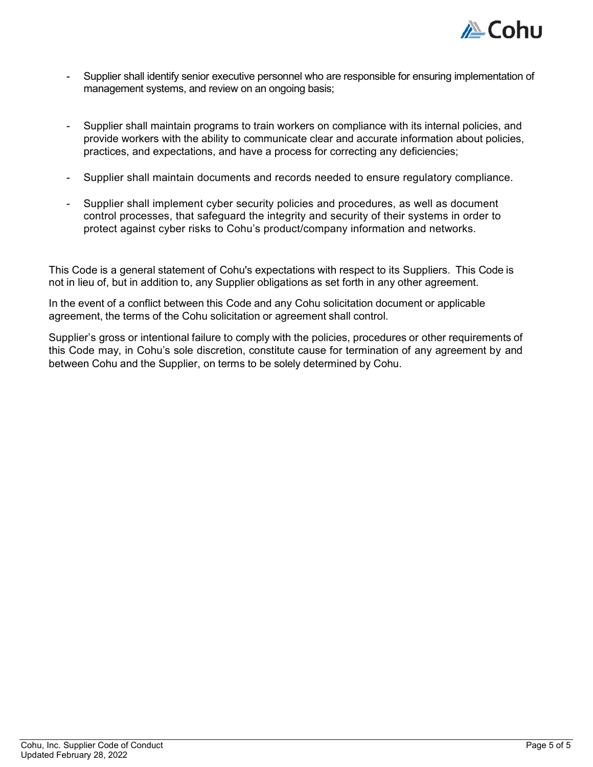- Supplier shall identify senior executive personnel who are responsible for ensuring implementation of management systems, and review on an ongoing basis;

- Supplier shall maintain programs to train workers on compliance with its internal policies, and provide workers with the ability to communicate clear and accurate information about policies, practices, and expectations, and have a process for correcting any deficiencies;

- Supplier shall maintain documents and records needed to ensure regulatory compliance.

- Supplier shall implement cyber security policies and procedures, as well as document control processes, that safeguard the integrity and security of their systems in order to protect against cyber risks to Cohu's product/company information and networks.

This Code is a general statement of Cohu's expectations with respect to its Suppliers. This Code is not in lieu of, but in addition to, any Supplier obligations as set forth in any other agreement.

In the event of a conflict between this Code and any Cohu solicitation document or applicable agreement, the terms of the Cohu solicitation or agreement shall control.

Supplier's gross or intentional failure to comply with the policies, procedures or other requirements of this Code may, in Cohu's sole discretion, constitute cause for termination of any agreement by and between Cohu and the Supplier, on terms to be solely determined by Cohu.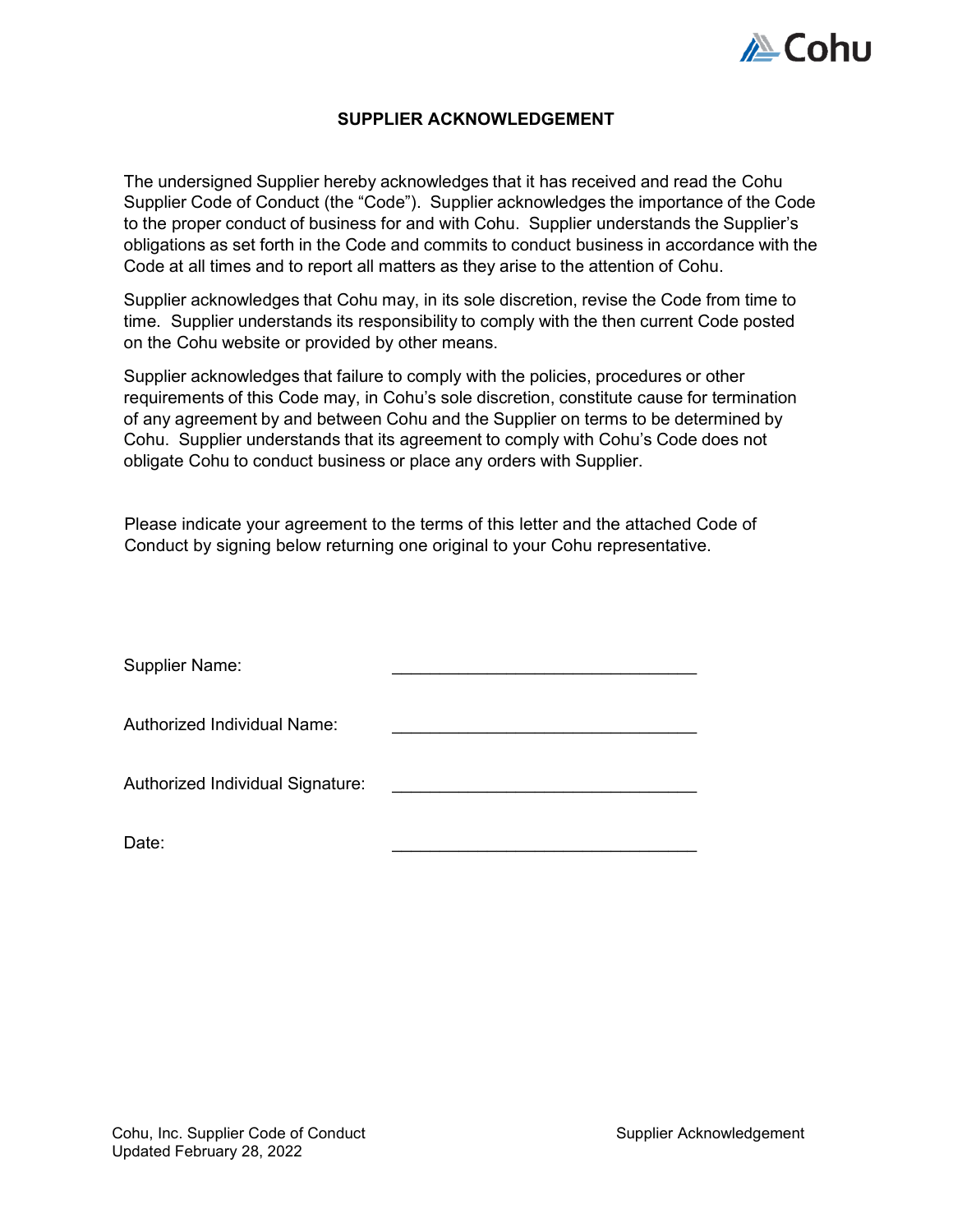# SUPPLIER ACKNOWLEDGEMENT

The undersigned Supplier hereby acknowledges that it has received and read the Cohu Supplier Code of Conduct (the "Code"). Supplier acknowledges the importance of the Code to the proper conduct of business for and with Cohu. Supplier understands the Supplier's obligations as set forth in the Code and commits to conduct business in accordance with the Code at all times and to report all matters as they arise to the attention of Cohu.

Supplier acknowledges that Cohu may, in its sole discretion, revise the Code from time to time. Supplier understands its responsibility to comply with the then current Code posted on the Cohu website or provided by other means.

Supplier acknowledges that failure to comply with the policies, procedures or other requirements of this Code may, in Cohu's sole discretion, constitute cause for termination of any agreement by and between Cohu and the Supplier on terms to be determined by Cohu. Supplier understands that its agreement to comply with Cohu's Code does not obligate Cohu to conduct business or place any orders with Supplier.

Please indicate your agreement to the terms of this letter and the attached Code of Conduct by signing below returning one original to your Cohu representative.

Supplier Name: ________________________________

Authorized Individual Name: ________________________________

Authorized Individual Signature: ________________________________

Date: ________________________________